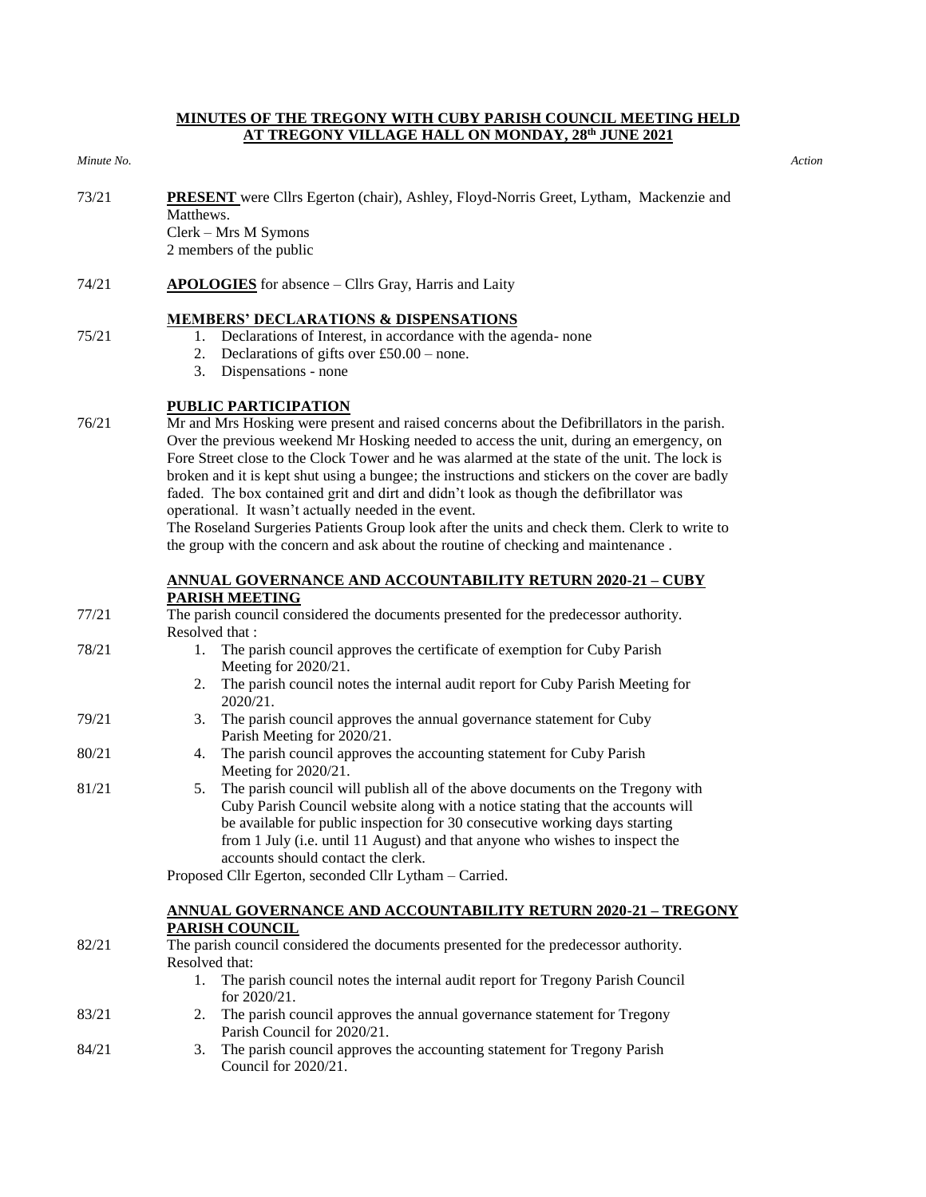# MINUTES OF THE TREGONY WITH CUBY PARISH COUNCIL MEETING HELD AT TREGONY VILLAGE HALL ON MONDAY, 28th JUNE 2021

*Minute No.* | | *Action*

73/21 **PRESENT** were Cllrs Egerton (chair), Ashley, Floyd-Norris Greet, Lytham, Mackenzie and Matthews.
Clerk – Mrs M Symons
2 members of the public

74/21 **APOLOGIES** for absence – Cllrs Gray, Harris and Laity

**MEMBERS' DECLARATIONS & DISPENSATIONS**

75/21
1. Declarations of Interest, in accordance with the agenda- none
2. Declarations of gifts over £50.00 – none.
3. Dispensations - none

**PUBLIC PARTICIPATION**

76/21 Mr and Mrs Hosking were present and raised concerns about the Defibrillators in the parish. Over the previous weekend Mr Hosking needed to access the unit, during an emergency, on Fore Street close to the Clock Tower and he was alarmed at the state of the unit. The lock is broken and it is kept shut using a bungee; the instructions and stickers on the cover are badly faded. The box contained grit and dirt and didn't look as though the defibrillator was operational. It wasn't actually needed in the event.
The Roseland Surgeries Patients Group look after the units and check them. Clerk to write to the group with the concern and ask about the routine of checking and maintenance .

**ANNUAL GOVERNANCE AND ACCOUNTABILITY RETURN 2020-21 – CUBY PARISH MEETING**

77/21 The parish council considered the documents presented for the predecessor authority.
Resolved that :

78/21
1. The parish council approves the certificate of exemption for Cuby Parish Meeting for 2020/21.
2. The parish council notes the internal audit report for Cuby Parish Meeting for 2020/21.

79/21
3. The parish council approves the annual governance statement for Cuby Parish Meeting for 2020/21.

80/21
4. The parish council approves the accounting statement for Cuby Parish Meeting for 2020/21.

81/21
5. The parish council will publish all of the above documents on the Tregony with Cuby Parish Council website along with a notice stating that the accounts will be available for public inspection for 30 consecutive working days starting from 1 July (i.e. until 11 August) and that anyone who wishes to inspect the accounts should contact the clerk.

Proposed Cllr Egerton, seconded Cllr Lytham – Carried.

**ANNUAL GOVERNANCE AND ACCOUNTABILITY RETURN 2020-21 – TREGONY PARISH COUNCIL**

82/21 The parish council considered the documents presented for the predecessor authority.
Resolved that:
1. The parish council notes the internal audit report for Tregony Parish Council for 2020/21.

83/21
2. The parish council approves the annual governance statement for Tregony Parish Council for 2020/21.

84/21
3. The parish council approves the accounting statement for Tregony Parish Council for 2020/21.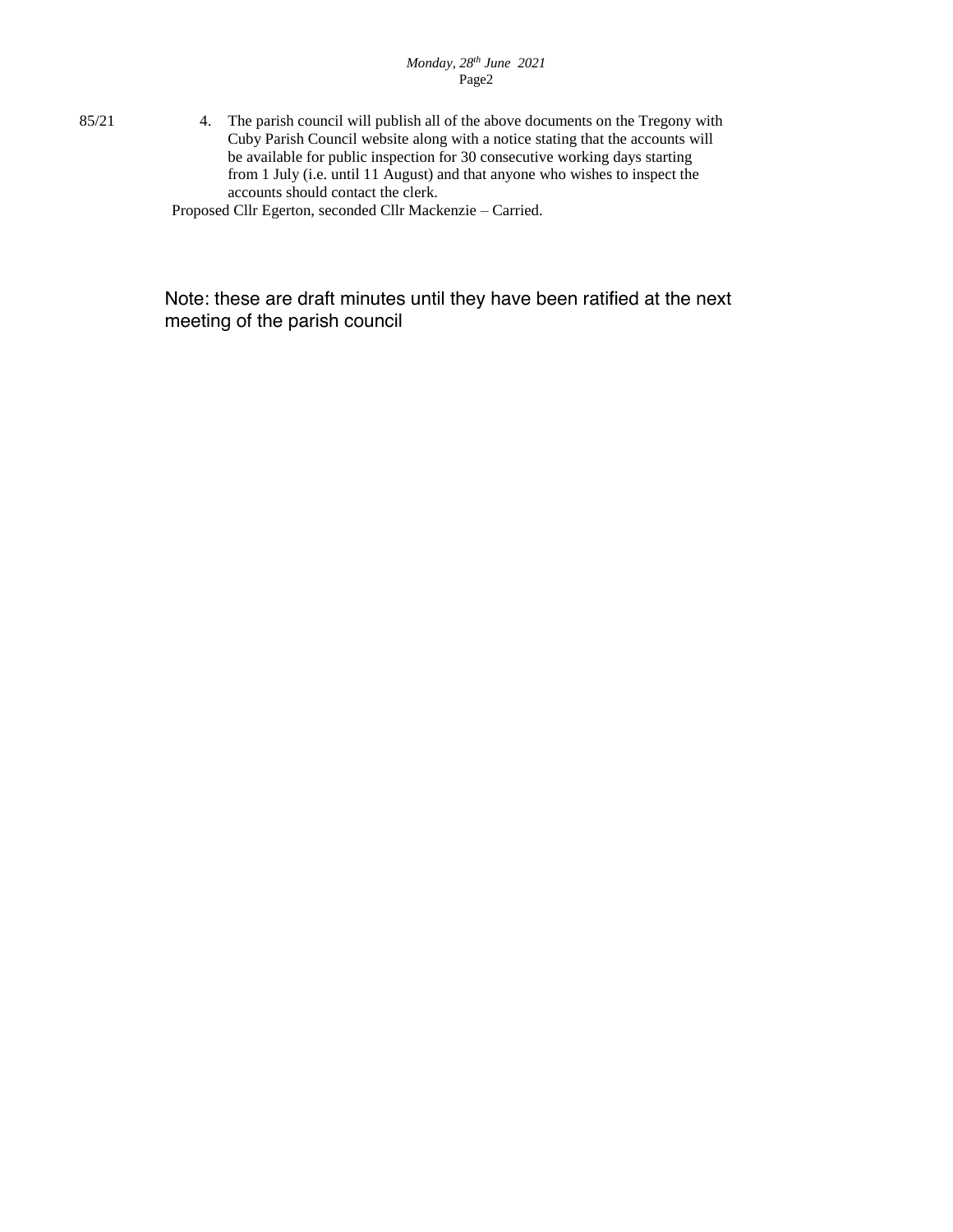85/21

4. The parish council will publish all of the above documents on the Tregony with Cuby Parish Council website along with a notice stating that the accounts will be available for public inspection for 30 consecutive working days starting from 1 July (i.e. until 11 August) and that anyone who wishes to inspect the accounts should contact the clerk.

Proposed Cllr Egerton, seconded Cllr Mackenzie – Carried.

Note: these are draft minutes until they have been ratified at the next meeting of the parish council